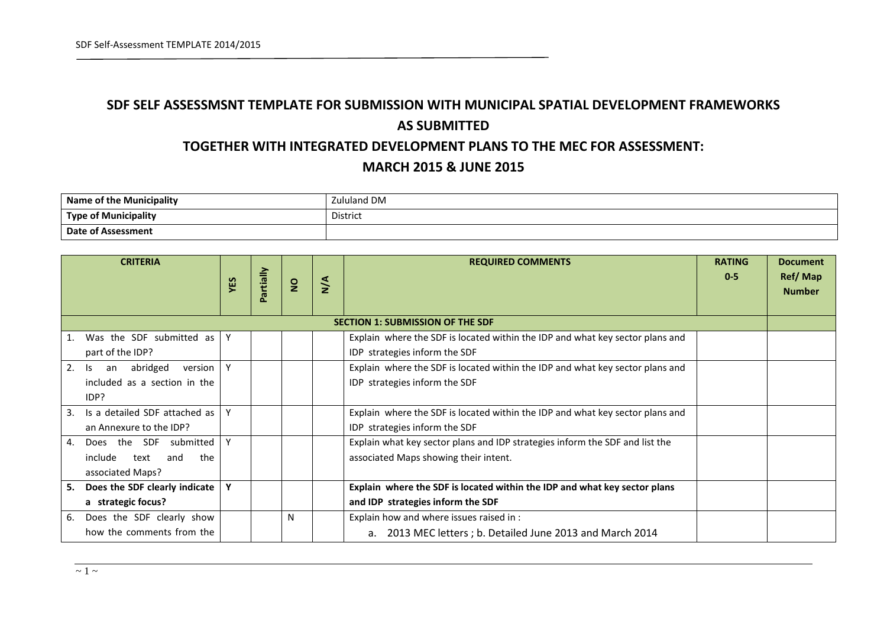# SDF SELF ASSESSMSNT TEMPLATE FOR SUBMISSION WITH MUNICIPAL SPATIAL DEVELOPMENT FRAMEWORKS AS SUBMITTED

# TOGETHER WITH INTEGRATED DEVELOPMENT PLANS TO THE MEC FOR ASSESSMENT: MARCH 2015 & JUNE 2015

| **Name of the Municipality** | Zululand DM |
|---|---|
| **Type of Municipality** | District |
| **Date of Assessment** | |

| CRITERIA | YES | Partially | NO | N/A | REQUIRED COMMENTS | RATING 0-5 | Document Ref/ Map Number |
|---|---|---|---|---|---|---|---|
| **SECTION 1: SUBMISSION OF THE SDF** | | | | | | | |
| 1. Was the SDF submitted as part of the IDP? | Y | | | | Explain where the SDF is located within the IDP and what key sector plans and IDP strategies inform the SDF | | |
| 2. Is an abridged version included as a section in the IDP? | Y | | | | Explain where the SDF is located within the IDP and what key sector plans and IDP strategies inform the SDF | | |
| 3. Is a detailed SDF attached as an Annexure to the IDP? | Y | | | | Explain where the SDF is located within the IDP and what key sector plans and IDP strategies inform the SDF | | |
| 4. Does the SDF submitted include text and the associated Maps? | Y | | | | Explain what key sector plans and IDP strategies inform the SDF and list the associated Maps showing their intent. | | |
| **5. Does the SDF clearly indicate a strategic focus?** | **Y** | | | | **Explain where the SDF is located within the IDP and what key sector plans and IDP strategies inform the SDF** | | |
| 6. Does the SDF clearly show how the comments from the | | | N | | Explain how and where issues raised in : a. 2013 MEC letters ; b. Detailed June 2013 and March 2014 | | |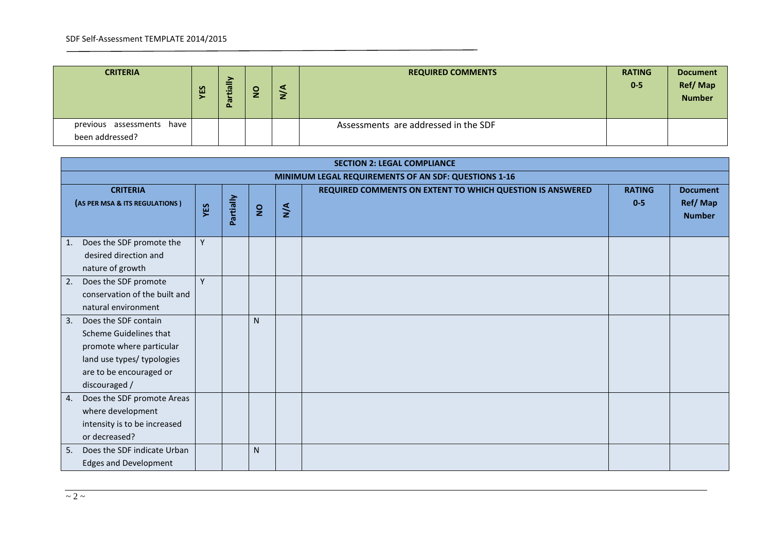| CRITERIA | YES | Partially | NO | N/A | REQUIRED COMMENTS | RATING 0-5 | Document Ref/ Map Number |
|---|---|---|---|---|---|---|---|
| previous assessments have been addressed? | | | | | Assessments are addressed in the SDF | | |

| SECTION 2: LEGAL COMPLIANCE | | | | | | | |
|---|---|---|---|---|---|---|---|
| MINIMUM LEGAL REQUIREMENTS OF AN SDF: QUESTIONS 1-16 | | | | | | | |
| CRITERIA (AS PER MSA & ITS REGULATIONS ) | YES | Partially | NO | N/A | REQUIRED COMMENTS ON EXTENT TO WHICH QUESTION IS ANSWERED | RATING 0-5 | Document Ref/ Map Number |
| 1. Does the SDF promote the desired direction and nature of growth | Y | | | | | | |
| 2. Does the SDF promote conservation of the built and natural environment | Y | | | | | | |
| 3. Does the SDF contain Scheme Guidelines that promote where particular land use types/ typologies are to be encouraged or discouraged / | | | N | | | | |
| 4. Does the SDF promote Areas where development intensity is to be increased or decreased? | | | | | | | |
| 5. Does the SDF indicate Urban Edges and Development | | | N | | | | |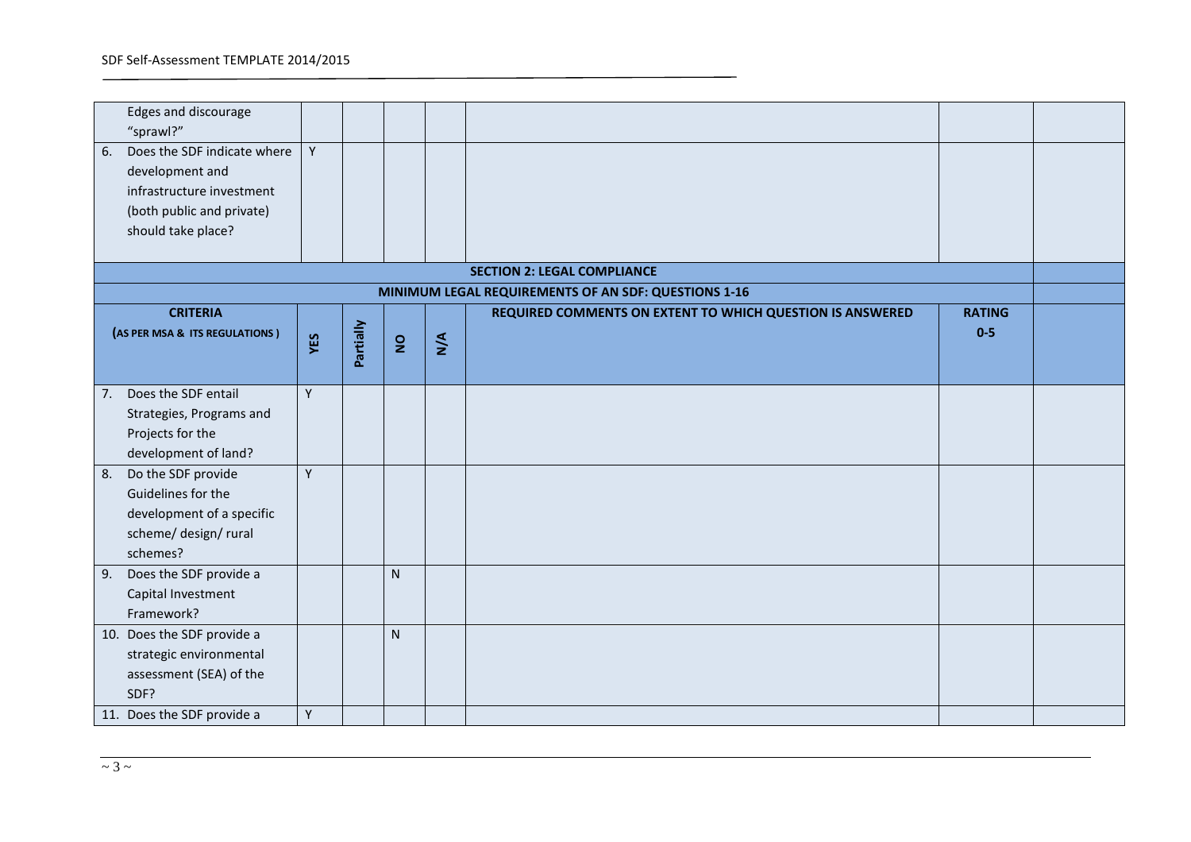| | | | | | | | |
|---|---|---|---|---|---|---|---|
| Edges and discourage "sprawl?" | | | | | | | |
| 6. Does the SDF indicate where development and infrastructure investment (both public and private) should take place? | Y | | | | | | |
| **SECTION 2: LEGAL COMPLIANCE** | | | | | | | |
| **MINIMUM LEGAL REQUIREMENTS OF AN SDF: QUESTIONS 1-16** | | | | | | | |
| **CRITERIA (AS PER MSA & ITS REGULATIONS)** | **YES** | **Partially** | **NO** | **N/A** | **REQUIRED COMMENTS ON EXTENT TO WHICH QUESTION IS ANSWERED** | **RATING 0-5** | |
| 7. Does the SDF entail Strategies, Programs and Projects for the development of land? | Y | | | | | | |
| 8. Do the SDF provide Guidelines for the development of a specific scheme/ design/ rural schemes? | Y | | | | | | |
| 9. Does the SDF provide a Capital Investment Framework? | | | N | | | | |
| 10. Does the SDF provide a strategic environmental assessment (SEA) of the SDF? | | | N | | | | |
| 11. Does the SDF provide a | Y | | | | | | |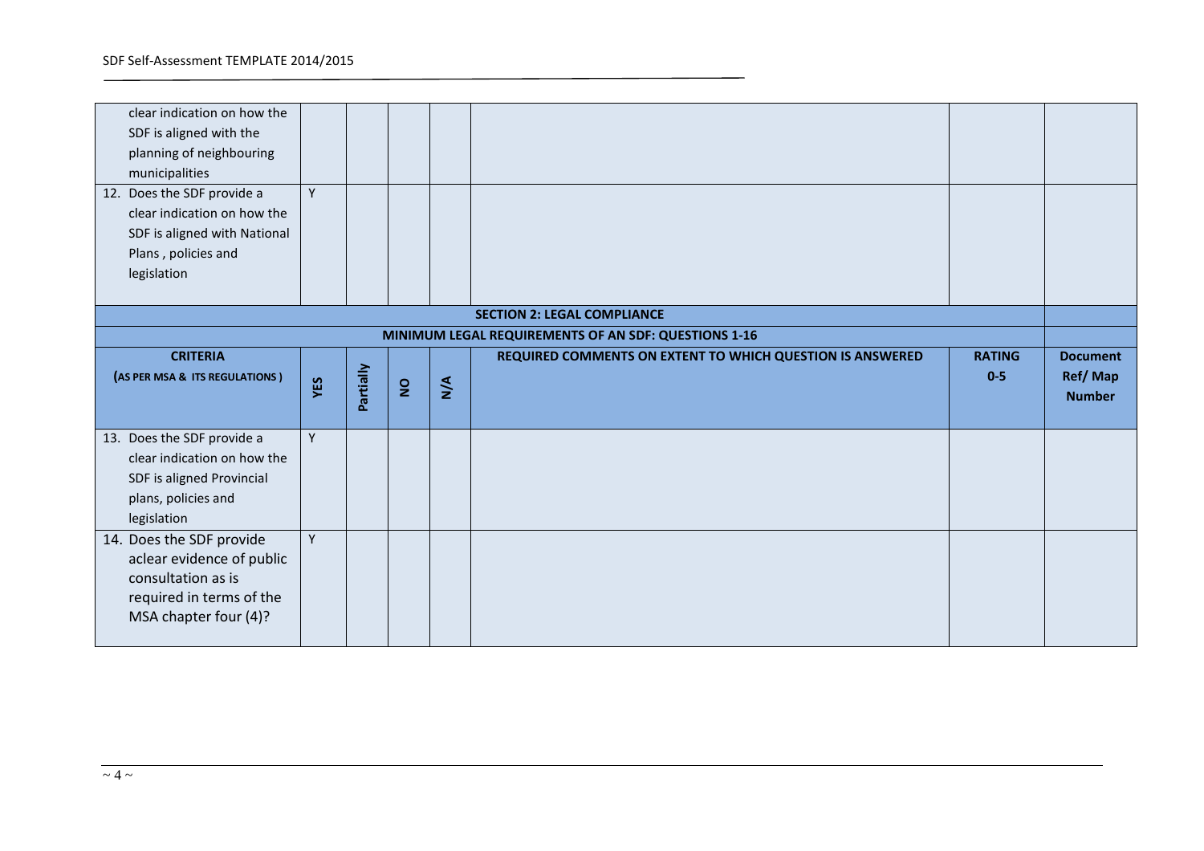| | | | | | | | |
|---|---|---|---|---|---|---|---|
| clear indication on how the SDF is aligned with the planning of neighbouring municipalities | | | | | | | |
| 12. Does the SDF provide a clear indication on how the SDF is aligned with National Plans , policies and legislation | Y | | | | | | |
| **SECTION 2: LEGAL COMPLIANCE** | | | | | | | |
| **MINIMUM LEGAL REQUIREMENTS OF AN SDF: QUESTIONS 1-16** | | | | | | | |
| **CRITERIA** **(AS PER MSA & ITS REGULATIONS )** | **YES** | **Partially** | **NO** | **N/A** | **REQUIRED COMMENTS ON EXTENT TO WHICH QUESTION IS ANSWERED** | **RATING 0-5** | **Document Ref/ Map Number** |
| 13. Does the SDF provide a clear indication on how the SDF is aligned Provincial plans, policies and legislation | Y | | | | | | |
| 14. Does the SDF provide aclear evidence of public consultation as is required in terms of the MSA chapter four (4)? | Y | | | | | | |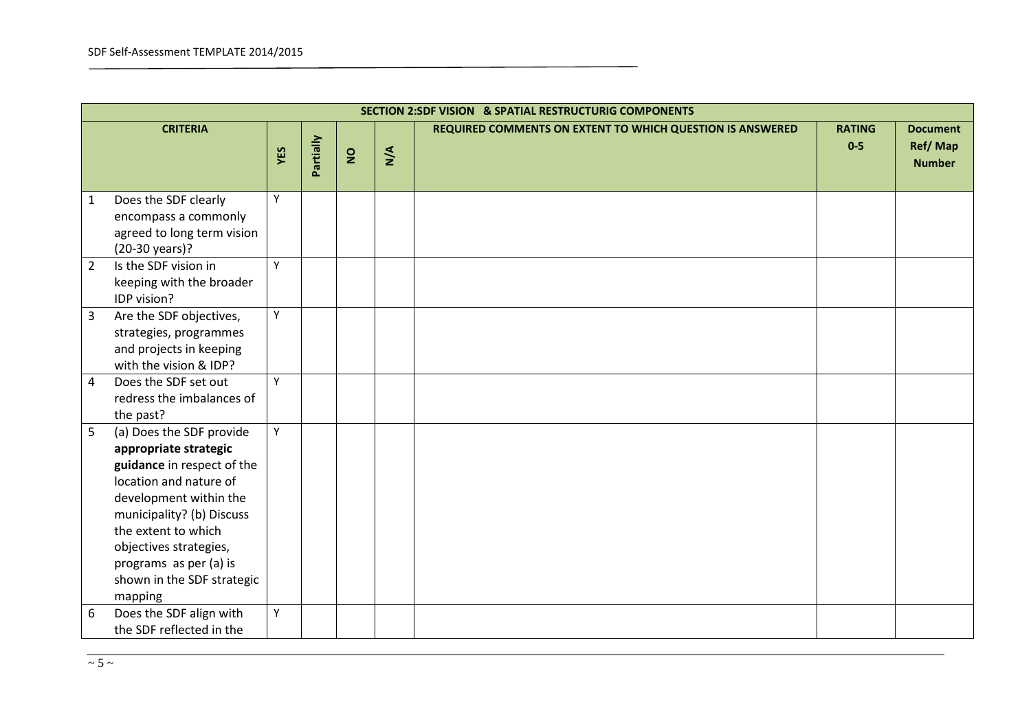| SECTION 2:SDF VISION & SPATIAL RESTRUCTURIG COMPONENTS | | | | | | | | |
|---|---|---|---|---|---|---|---|---|
| | **CRITERIA** | **YES** | **Partially** | **NO** | **N/A** | **REQUIRED COMMENTS ON EXTENT TO WHICH QUESTION IS ANSWERED** | **RATING 0-5** | **Document Ref/ Map Number** |
| 1 | Does the SDF clearly encompass a commonly agreed to long term vision (20-30 years)? | Y | | | | | | |
| 2 | Is the SDF vision in keeping with the broader IDP vision? | Y | | | | | | |
| 3 | Are the SDF objectives, strategies, programmes and projects in keeping with the vision & IDP? | Y | | | | | | |
| 4 | Does the SDF set out redress the imbalances of the past? | Y | | | | | | |
| 5 | (a) Does the SDF provide **appropriate strategic guidance** in respect of the location and nature of development within the municipality? (b) Discuss the extent to which objectives strategies, programs as per (a) is shown in the SDF strategic mapping | Y | | | | | | |
| 6 | Does the SDF align with the SDF reflected in the | Y | | | | | | |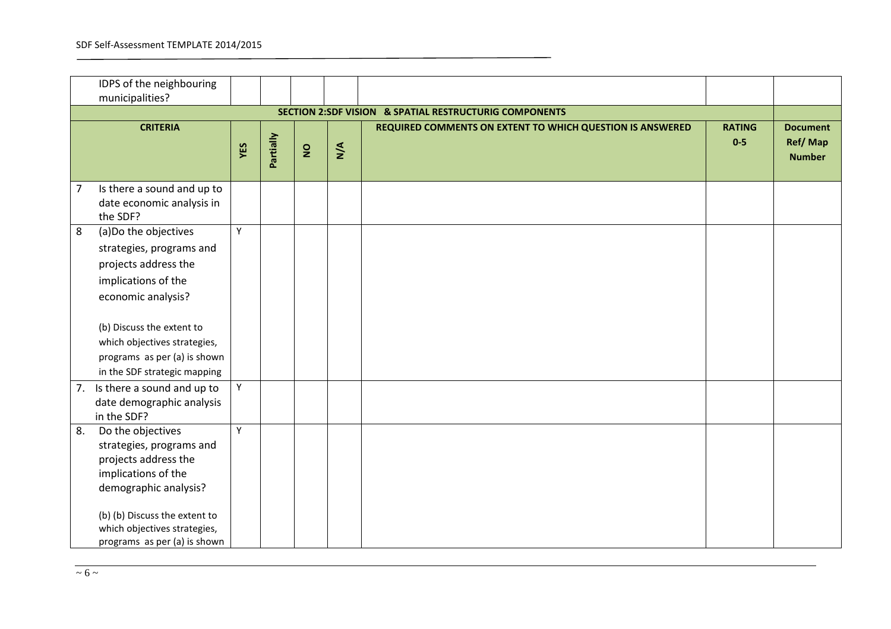| | CRITERIA | YES | Partially | NO | N/A | REQUIRED COMMENTS ON EXTENT TO WHICH QUESTION IS ANSWERED | RATING 0-5 | Document Ref/ Map Number |
|---|---|---|---|---|---|---|---|---|
| | IDPS of the neighbouring municipalities? | | | | | | | |
| **SECTION 2:SDF VISION & SPATIAL RESTRUCTURIG COMPONENTS** | | | | | | | | |
| | **CRITERIA** | **YES** | **Partially** | **NO** | **N/A** | **REQUIRED COMMENTS ON EXTENT TO WHICH QUESTION IS ANSWERED** | **RATING 0-5** | **Document Ref/ Map Number** |
| 7 | Is there a sound and up to date economic analysis in the SDF? | | | | | | | |
| 8 | (a)Do the objectives strategies, programs and projects address the implications of the economic analysis?<br><br>(b) Discuss the extent to which objectives strategies, programs as per (a) is shown in the SDF strategic mapping | Y | | | | | | |
| 7. | Is there a sound and up to date demographic analysis in the SDF? | Y | | | | | | |
| 8. | Do the objectives strategies, programs and projects address the implications of the demographic analysis?<br><br>(b) (b) Discuss the extent to which objectives strategies, programs as per (a) is shown | Y | | | | | | |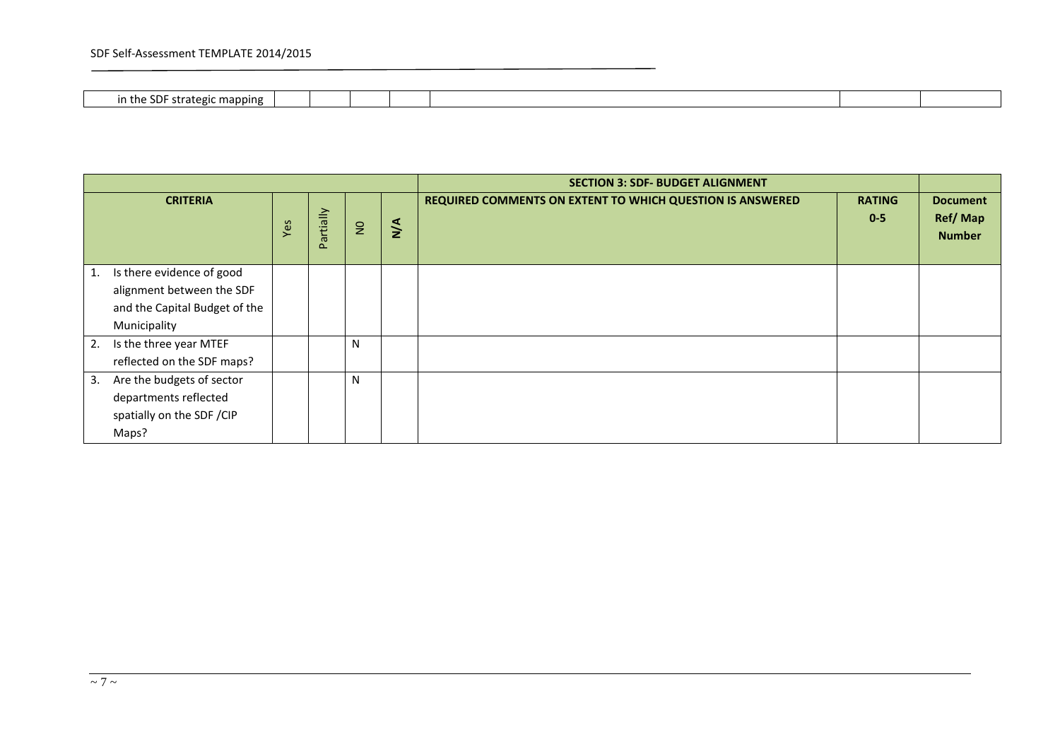| in the SDF strategic mapping | | | | | | | |
|---|---|---|---|---|---|---|---|

| | | | | | SECTION 3: SDF- BUDGET ALIGNMENT | | |
|---|---|---|---|---|---|---|---|
| CRITERIA | Yes | Partially | NO | N/A | REQUIRED COMMENTS ON EXTENT TO WHICH QUESTION IS ANSWERED | RATING 0-5 | Document Ref/ Map Number |
| 1. Is there evidence of good alignment between the SDF and the Capital Budget of the Municipality | | | | | | | |
| 2. Is the three year MTEF reflected on the SDF maps? | | | N | | | | |
| 3. Are the budgets of sector departments reflected spatially on the SDF /CIP Maps? | | | N | | | | |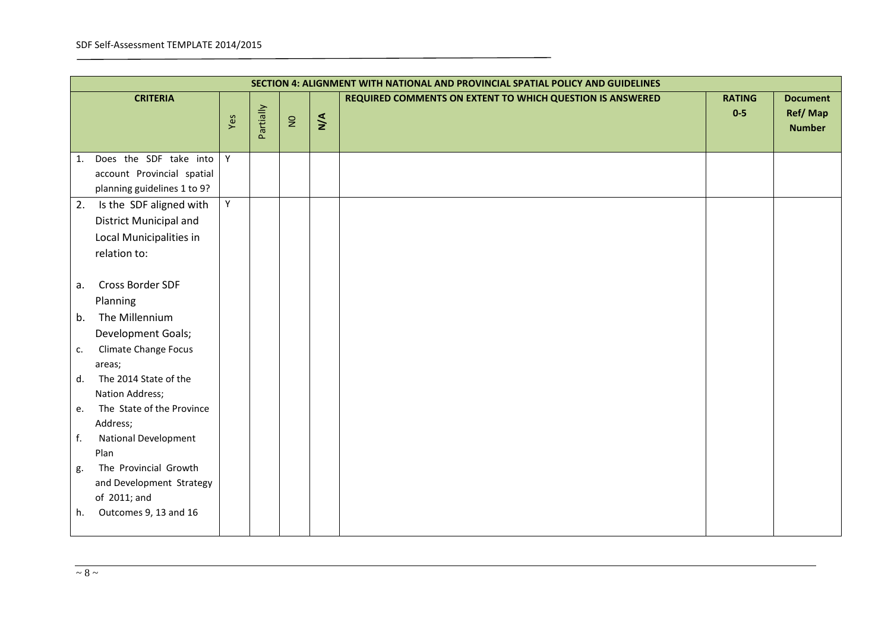| SECTION 4: ALIGNMENT WITH NATIONAL AND PROVINCIAL SPATIAL POLICY AND GUIDELINES | | | | | | | |
|---|---|---|---|---|---|---|---|
| **CRITERIA** | Yes | Partially | NO | **N/A** | **REQUIRED COMMENTS ON EXTENT TO WHICH QUESTION IS ANSWERED** | **RATING 0-5** | **Document Ref/ Map Number** |
| 1. Does the SDF take into account Provincial spatial planning guidelines 1 to 9? | Y | | | | | | |
| 2. Is the SDF aligned with District Municipal and Local Municipalities in relation to:<br><br>a. Cross Border SDF Planning<br>b. The Millennium Development Goals;<br>c. Climate Change Focus areas;<br>d. The 2014 State of the Nation Address;<br>e. The State of the Province Address;<br>f. National Development Plan<br>g. The Provincial Growth and Development Strategy of 2011; and<br>h. Outcomes 9, 13 and 16 | Y | | | | | | |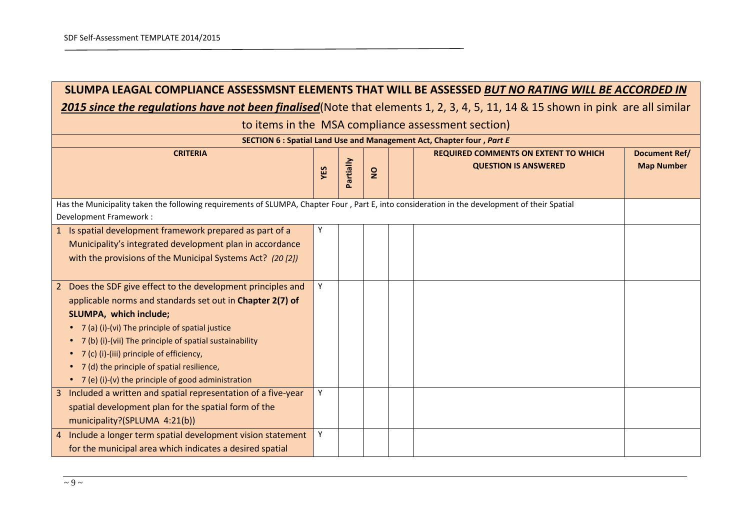| **SLUMPA LEAGAL COMPLIANCE ASSESSMSNT ELEMENTS THAT WILL BE ASSESSED *BUT NO RATING WILL BE ACCORDED IN 2015 since the regulations have not been finalised*** (Note that elements 1, 2, 3, 4, 5, 11, 14 & 15 shown in pink are all similar to items in the MSA compliance assessment section) | | | | | | |
|---|---|---|---|---|---|---|
| **SECTION 6 : Spatial Land Use and Management Act, Chapter four , *Part E*** | | | | | | |
| **CRITERIA** | **YES** | **Partially** | **NO** | | **REQUIRED COMMENTS ON EXTENT TO WHICH QUESTION IS ANSWERED** | **Document Ref/ Map Number** |
| Has the Municipality taken the following requirements of SLUMPA, Chapter Four , Part E, into consideration in the development of their Spatial Development Framework : | | | | | | |
| 1 Is spatial development framework prepared as part of a Municipality's integrated development plan in accordance with the provisions of the Municipal Systems Act? *(20 [2])* | Y | | | | | |
| 2 Does the SDF give effect to the development principles and applicable norms and standards set out in **Chapter 2(7) of SLUMPA, which include;**<br>• 7 (a) (i)-(vi) The principle of spatial justice<br>• 7 (b) (i)-(vii) The principle of spatial sustainability<br>• 7 (c) (i)-(iii) principle of efficiency,<br>• 7 (d) the principle of spatial resilience,<br>• 7 (e) (i)-(v) the principle of good administration | Y | | | | | |
| 3 Included a written and spatial representation of a five-year spatial development plan for the spatial form of the municipality?(SPLUMA 4:21(b)) | Y | | | | | |
| 4 Include a longer term spatial development vision statement for the municipal area which indicates a desired spatial | Y | | | | | |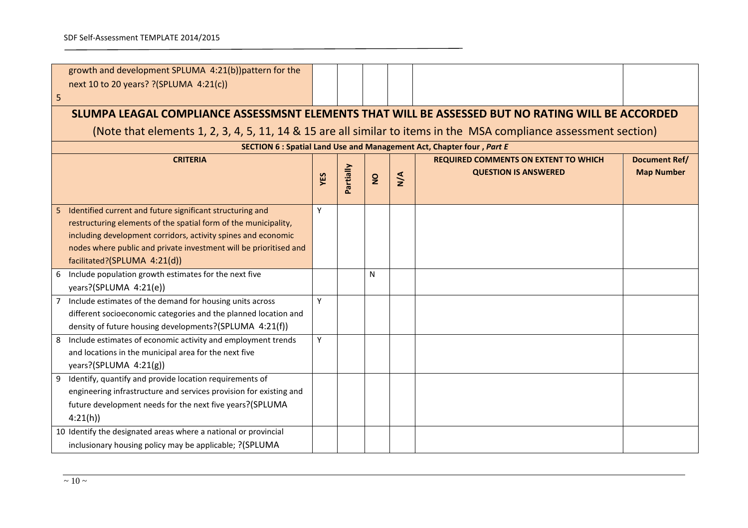| growth and development SPLUMA 4:21(b))pattern for the next 10 to 20 years? ?(SPLUMA 4:21(c)) 5 | | | | | | |
|---|---|---|---|---|---|---|

## SLUMPA LEAGAL COMPLIANCE ASSESSMSNT ELEMENTS THAT WILL BE ASSESSED BUT NO RATING WILL BE ACCORDED

(Note that elements 1, 2, 3, 4, 5, 11, 14 & 15 are all similar to items in the MSA compliance assessment section)

**SECTION 6 : Spatial Land Use and Management Act, Chapter four , *Part E***

| CRITERIA | YES | Partially | NO | N/A | REQUIRED COMMENTS ON EXTENT TO WHICH QUESTION IS ANSWERED | Document Ref/ Map Number |
|---|---|---|---|---|---|---|
| 5 Identified current and future significant structuring and restructuring elements of the spatial form of the municipality, including development corridors, activity spines and economic nodes where public and private investment will be prioritised and facilitated?(SPLUMA 4:21(d)) | Y | | | | | |
| 6 Include population growth estimates for the next five years?(SPLUMA 4:21(e)) | | | N | | | |
| 7 Include estimates of the demand for housing units across different socioeconomic categories and the planned location and density of future housing developments?(SPLUMA 4:21(f)) | Y | | | | | |
| 8 Include estimates of economic activity and employment trends and locations in the municipal area for the next five years?(SPLUMA 4:21(g)) | Y | | | | | |
| 9 Identify, quantify and provide location requirements of engineering infrastructure and services provision for existing and future development needs for the next five years?(SPLUMA 4:21(h)) | | | | | | |
| 10 Identify the designated areas where a national or provincial inclusionary housing policy may be applicable; ?(SPLUMA | | | | | | |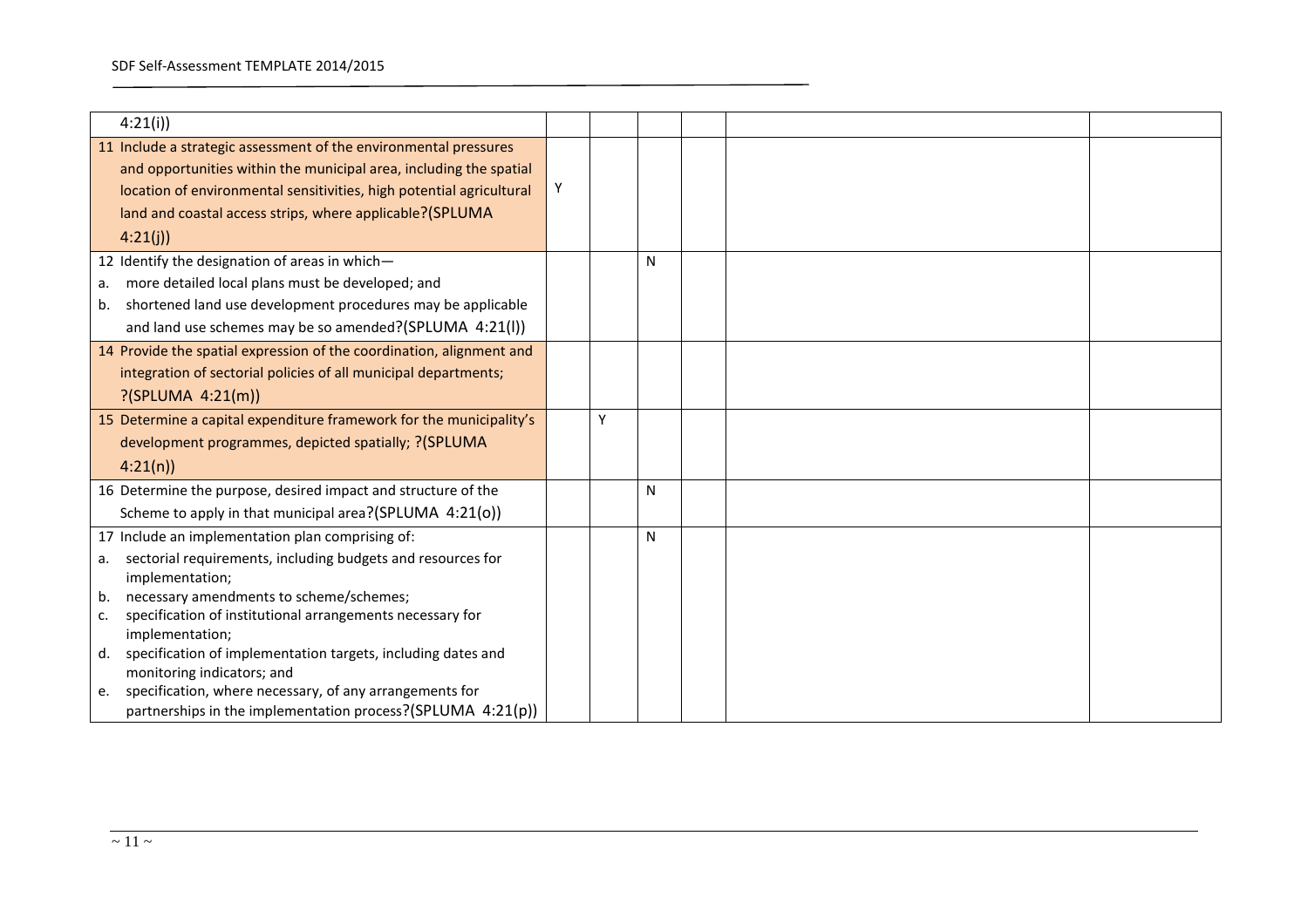| | | | | | | |
|---|---|---|---|---|---|---|
| 4:21(i)) | | | | | | |
| 11 Include a strategic assessment of the environmental pressures and opportunities within the municipal area, including the spatial location of environmental sensitivities, high potential agricultural land and coastal access strips, where applicable?(SPLUMA 4:21(j)) | Y | | | | | |
| 12 Identify the designation of areas in which—<br>a. more detailed local plans must be developed; and<br>b. shortened land use development procedures may be applicable and land use schemes may be so amended?(SPLUMA 4:21(l)) | | | N | | | |
| 14 Provide the spatial expression of the coordination, alignment and integration of sectorial policies of all municipal departments; ?(SPLUMA 4:21(m)) | | | | | | |
| 15 Determine a capital expenditure framework for the municipality's development programmes, depicted spatially; ?(SPLUMA 4:21(n)) | | Y | | | | |
| 16 Determine the purpose, desired impact and structure of the Scheme to apply in that municipal area?(SPLUMA 4:21(o)) | | | N | | | |
| 17 Include an implementation plan comprising of:<br>a. sectorial requirements, including budgets and resources for implementation;<br>b. necessary amendments to scheme/schemes;<br>c. specification of institutional arrangements necessary for implementation;<br>d. specification of implementation targets, including dates and monitoring indicators; and<br>e. specification, where necessary, of any arrangements for partnerships in the implementation process?(SPLUMA 4:21(p)) | | | N | | | |